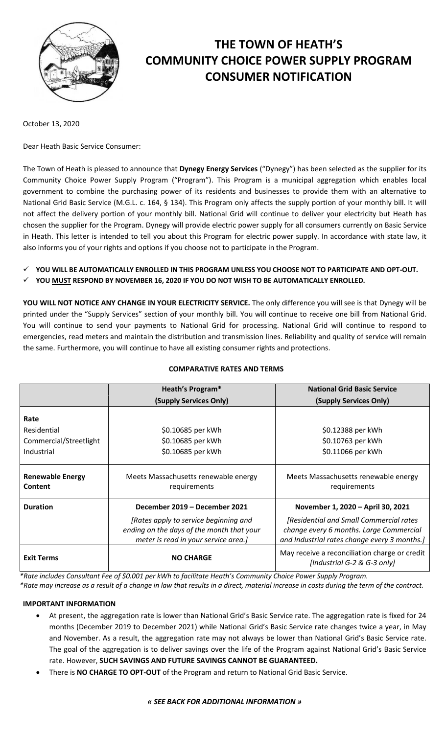# THE TOWN OF HEATH'S COMMUNITY CHOICE POWER SUPPLY PROGRAM CONSUMER NOTIFICATION

October 13, 2020

Dear Heath Basic Service Consumer:

The Town of Heath is pleased to announce that **Dynegy Energy Services** ("Dynegy") has been selected as the supplier for its Community Choice Power Supply Program ("Program"). This Program is a municipal aggregation which enables local government to combine the purchasing power of its residents and businesses to provide them with an alternative to National Grid Basic Service (M.G.L. c. 164, § 134). This Program only affects the supply portion of your monthly bill. It will not affect the delivery portion of your monthly bill. National Grid will continue to deliver your electricity but Heath has chosen the supplier for the Program. Dynegy will provide electric power supply for all consumers currently on Basic Service in Heath. This letter is intended to tell you about this Program for electric power supply. In accordance with state law, it also informs you of your rights and options if you choose not to participate in the Program.

- ✓ **YOU WILL BE AUTOMATICALLY ENROLLED IN THIS PROGRAM UNLESS YOU CHOOSE NOT TO PARTICIPATE AND OPT-OUT.**
- ✓ **YOU MUST RESPOND BY NOVEMBER 16, 2020 IF YOU DO NOT WISH TO BE AUTOMATICALLY ENROLLED.**

**YOU WILL NOT NOTICE ANY CHANGE IN YOUR ELECTRICITY SERVICE.** The only difference you will see is that Dynegy will be printed under the "Supply Services" section of your monthly bill. You will continue to receive one bill from National Grid. You will continue to send your payments to National Grid for processing. National Grid will continue to respond to emergencies, read meters and maintain the distribution and transmission lines. Reliability and quality of service will remain the same. Furthermore, you will continue to have all existing consumer rights and protections.

**COMPARATIVE RATES AND TERMS**

| | **Heath's Program*** **(Supply Services Only)** | **National Grid Basic Service (Supply Services Only)** |
|---|---|---|
| **Rate** | | |
| Residential | $0.10685 per kWh | $0.12388 per kWh |
| Commercial/Streetlight | $0.10685 per kWh | $0.10763 per kWh |
| Industrial | $0.10685 per kWh | $0.11066 per kWh |
| **Renewable Energy Content** | Meets Massachusetts renewable energy requirements | Meets Massachusetts renewable energy requirements |
| **Duration** | **December 2019 – December 2021** *[Rates apply to service beginning and ending on the days of the month that your meter is read in your service area.]* | **November 1, 2020 – April 30, 2021** *[Residential and Small Commercial rates change every 6 months. Large Commercial and Industrial rates change every 3 months.]* |
| **Exit Terms** | **NO CHARGE** | May receive a reconciliation charge or credit *[Industrial G-2 & G-3 only]* |

*\*Rate includes Consultant Fee of $0.001 per kWh to facilitate Heath's Community Choice Power Supply Program.*
*\*Rate may increase as a result of a change in law that results in a direct, material increase in costs during the term of the contract.*

**IMPORTANT INFORMATION**

- At present, the aggregation rate is lower than National Grid's Basic Service rate. The aggregation rate is fixed for 24 months (December 2019 to December 2021) while National Grid's Basic Service rate changes twice a year, in May and November. As a result, the aggregation rate may not always be lower than National Grid's Basic Service rate. The goal of the aggregation is to deliver savings over the life of the Program against National Grid's Basic Service rate. However, **SUCH SAVINGS AND FUTURE SAVINGS CANNOT BE GUARANTEED.**
- There is **NO CHARGE TO OPT-OUT** of the Program and return to National Grid Basic Service.

***« SEE BACK FOR ADDITIONAL INFORMATION »***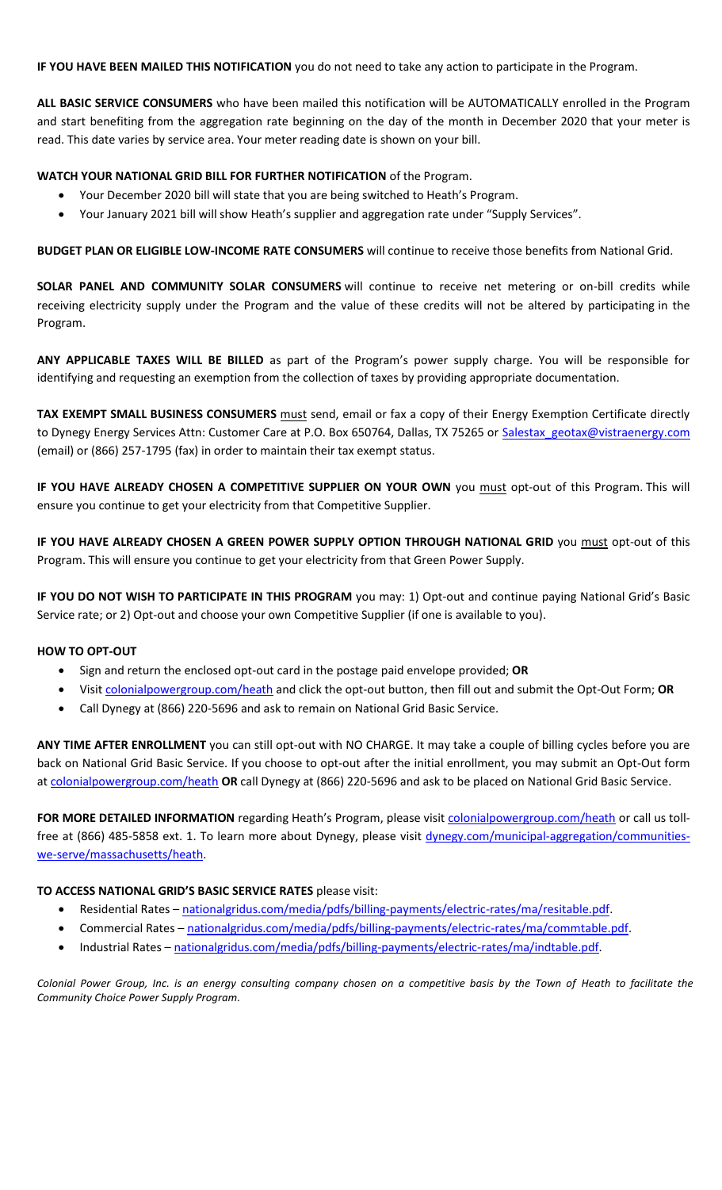**IF YOU HAVE BEEN MAILED THIS NOTIFICATION** you do not need to take any action to participate in the Program.

**ALL BASIC SERVICE CONSUMERS** who have been mailed this notification will be AUTOMATICALLY enrolled in the Program and start benefiting from the aggregation rate beginning on the day of the month in December 2020 that your meter is read. This date varies by service area. Your meter reading date is shown on your bill.

**WATCH YOUR NATIONAL GRID BILL FOR FURTHER NOTIFICATION** of the Program.

- Your December 2020 bill will state that you are being switched to Heath's Program.
- Your January 2021 bill will show Heath's supplier and aggregation rate under "Supply Services".

**BUDGET PLAN OR ELIGIBLE LOW-INCOME RATE CONSUMERS** will continue to receive those benefits from National Grid.

**SOLAR PANEL AND COMMUNITY SOLAR CONSUMERS** will continue to receive net metering or on-bill credits while receiving electricity supply under the Program and the value of these credits will not be altered by participating in the Program.

**ANY APPLICABLE TAXES WILL BE BILLED** as part of the Program's power supply charge. You will be responsible for identifying and requesting an exemption from the collection of taxes by providing appropriate documentation.

**TAX EXEMPT SMALL BUSINESS CONSUMERS** must send, email or fax a copy of their Energy Exemption Certificate directly to Dynegy Energy Services Attn: Customer Care at P.O. Box 650764, Dallas, TX 75265 or Salestax_geotax@vistraenergy.com (email) or (866) 257-1795 (fax) in order to maintain their tax exempt status.

**IF YOU HAVE ALREADY CHOSEN A COMPETITIVE SUPPLIER ON YOUR OWN** you must opt-out of this Program. This will ensure you continue to get your electricity from that Competitive Supplier.

**IF YOU HAVE ALREADY CHOSEN A GREEN POWER SUPPLY OPTION THROUGH NATIONAL GRID** you must opt-out of this Program. This will ensure you continue to get your electricity from that Green Power Supply.

**IF YOU DO NOT WISH TO PARTICIPATE IN THIS PROGRAM** you may: 1) Opt-out and continue paying National Grid's Basic Service rate; or 2) Opt-out and choose your own Competitive Supplier (if one is available to you).

**HOW TO OPT-OUT**

- Sign and return the enclosed opt-out card in the postage paid envelope provided; **OR**
- Visit colonialpowergroup.com/heath and click the opt-out button, then fill out and submit the Opt-Out Form; **OR**
- Call Dynegy at (866) 220-5696 and ask to remain on National Grid Basic Service.

**ANY TIME AFTER ENROLLMENT** you can still opt-out with NO CHARGE. It may take a couple of billing cycles before you are back on National Grid Basic Service. If you choose to opt-out after the initial enrollment, you may submit an Opt-Out form at colonialpowergroup.com/heath **OR** call Dynegy at (866) 220-5696 and ask to be placed on National Grid Basic Service.

**FOR MORE DETAILED INFORMATION** regarding Heath's Program, please visit colonialpowergroup.com/heath or call us toll-free at (866) 485-5858 ext. 1. To learn more about Dynegy, please visit dynegy.com/municipal-aggregation/communities-we-serve/massachusetts/heath.

**TO ACCESS NATIONAL GRID'S BASIC SERVICE RATES** please visit:

- Residential Rates – nationalgridus.com/media/pdfs/billing-payments/electric-rates/ma/resitable.pdf.
- Commercial Rates – nationalgridus.com/media/pdfs/billing-payments/electric-rates/ma/commtable.pdf.
- Industrial Rates – nationalgridus.com/media/pdfs/billing-payments/electric-rates/ma/indtable.pdf.

*Colonial Power Group, Inc. is an energy consulting company chosen on a competitive basis by the Town of Heath to facilitate the Community Choice Power Supply Program.*